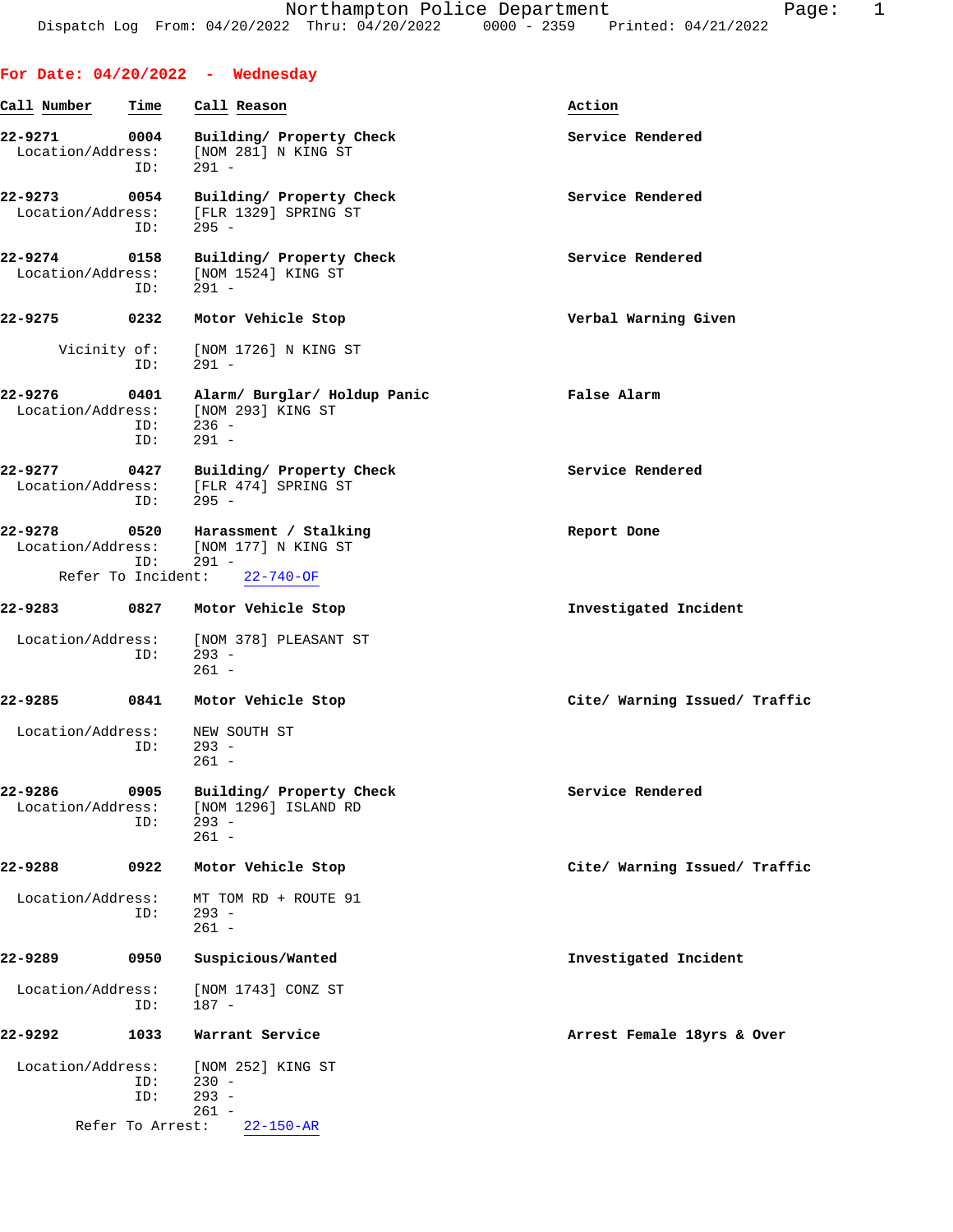Northampton Police Department
Dispatch Log From: 04/20/2022 Thru: 04/20/2022 0000 - 2359 Printed: 04/21/2022

## For Date: 04/20/2022 - Wednesday

**Call Number** | **Time** | **Call Reason** | **Action**

**22-9271** **0004** **Building/ Property Check** **Service Rendered**
Location/Address: [NOM 281] N KING ST
ID: 291 -

**22-9273** **0054** **Building/ Property Check** **Service Rendered**
Location/Address: [FLR 1329] SPRING ST
ID: 295 -

**22-9274** **0158** **Building/ Property Check** **Service Rendered**
Location/Address: [NOM 1524] KING ST
ID: 291 -

**22-9275** **0232** **Motor Vehicle Stop** **Verbal Warning Given**
Vicinity of: [NOM 1726] N KING ST
ID: 291 -

**22-9276** **0401** **Alarm/ Burglar/ Holdup Panic** **False Alarm**
Location/Address: [NOM 293] KING ST
ID: 236 -
ID: 291 -

**22-9277** **0427** **Building/ Property Check** **Service Rendered**
Location/Address: [FLR 474] SPRING ST
ID: 295 -

**22-9278** **0520** **Harassment / Stalking** **Report Done**
Location/Address: [NOM 177] N KING ST
ID: 291 -
Refer To Incident: 22-740-OF

**22-9283** **0827** **Motor Vehicle Stop** **Investigated Incident**
Location/Address: [NOM 378] PLEASANT ST
ID: 293 -
261 -

**22-9285** **0841** **Motor Vehicle Stop** **Cite/ Warning Issued/ Traffic**
Location/Address: NEW SOUTH ST
ID: 293 -
261 -

**22-9286** **0905** **Building/ Property Check** **Service Rendered**
Location/Address: [NOM 1296] ISLAND RD
ID: 293 -
261 -

**22-9288** **0922** **Motor Vehicle Stop** **Cite/ Warning Issued/ Traffic**
Location/Address: MT TOM RD + ROUTE 91
ID: 293 -
261 -

**22-9289** **0950** **Suspicious/Wanted** **Investigated Incident**
Location/Address: [NOM 1743] CONZ ST
ID: 187 -

**22-9292** **1033** **Warrant Service** **Arrest Female 18yrs & Over**
Location/Address: [NOM 252] KING ST
ID: 230 -
ID: 293 -
261 -
Refer To Arrest: 22-150-AR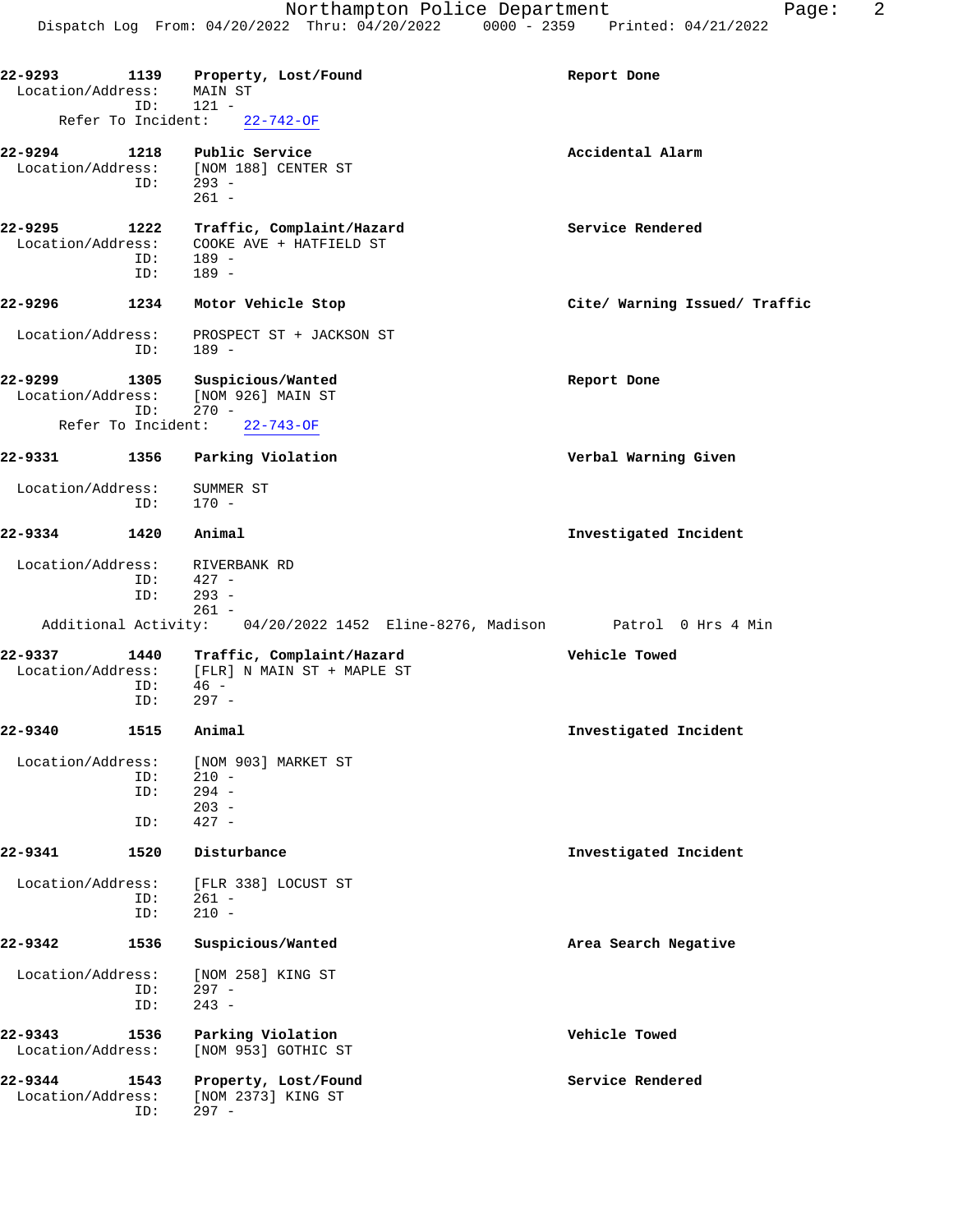**22-9293** 1139 **Property, Lost/Found** **Report Done**
Location/Address: MAIN ST
ID: 121 -
Refer To Incident: 22-742-OF

**22-9294** 1218 **Public Service** **Accidental Alarm**
Location/Address: [NOM 188] CENTER ST
ID: 293 -
261 -

**22-9295** 1222 **Traffic, Complaint/Hazard** **Service Rendered**
Location/Address: COOKE AVE + HATFIELD ST
ID: 189 -
ID: 189 -

**22-9296** 1234 **Motor Vehicle Stop** **Cite/ Warning Issued/ Traffic**
Location/Address: PROSPECT ST + JACKSON ST
ID: 189 -

**22-9299** 1305 **Suspicious/Wanted** **Report Done**
Location/Address: [NOM 926] MAIN ST
ID: 270 -
Refer To Incident: 22-743-OF

**22-9331** 1356 **Parking Violation** **Verbal Warning Given**
Location/Address: SUMMER ST
ID: 170 -

**22-9334** 1420 **Animal** **Investigated Incident**
Location/Address: RIVERBANK RD
ID: 427 -
ID: 293 -
261 -
Additional Activity: 04/20/2022 1452 Eline-8276, Madison Patrol 0 Hrs 4 Min

**22-9337** 1440 **Traffic, Complaint/Hazard** **Vehicle Towed**
Location/Address: [FLR] N MAIN ST + MAPLE ST
ID: 46 -
ID: 297 -

**22-9340** 1515 **Animal** **Investigated Incident**
Location/Address: [NOM 903] MARKET ST
ID: 210 -
ID: 294 -
203 -
ID: 427 -

**22-9341** 1520 **Disturbance** **Investigated Incident**
Location/Address: [FLR 338] LOCUST ST
ID: 261 -
ID: 210 -

**22-9342** 1536 **Suspicious/Wanted** **Area Search Negative**
Location/Address: [NOM 258] KING ST
ID: 297 -
ID: 243 -

**22-9343** 1536 **Parking Violation** **Vehicle Towed**
Location/Address: [NOM 953] GOTHIC ST

**22-9344** 1543 **Property, Lost/Found** **Service Rendered**
Location/Address: [NOM 2373] KING ST
ID: 297 -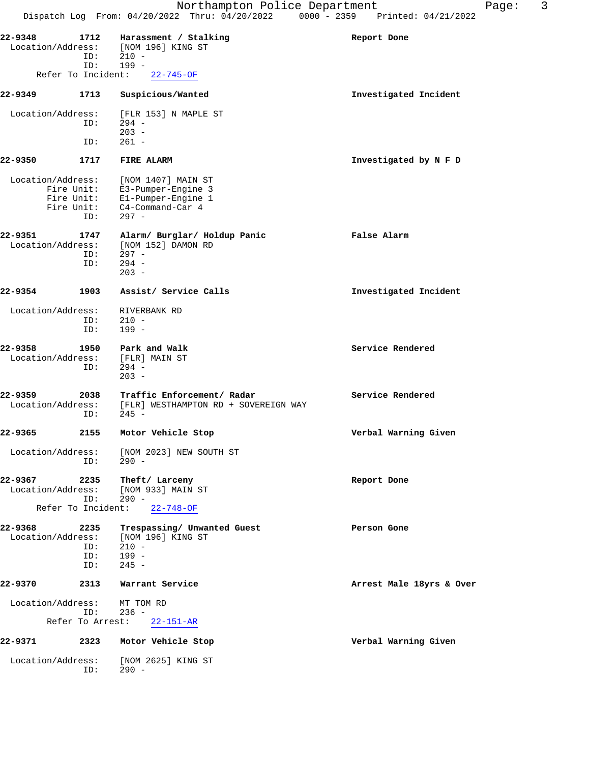22-9348    1712    Harassment / Stalking    Report Done
Location/Address: [NOM 196] KING ST
ID: 210 -
ID: 199 -
Refer To Incident: 22-745-OF

22-9349    1713    Suspicious/Wanted    Investigated Incident
Location/Address: [FLR 153] N MAPLE ST
ID: 294 -
203 -
ID: 261 -

22-9350    1717    FIRE ALARM    Investigated by N F D
Location/Address: [NOM 1407] MAIN ST
Fire Unit: E3-Pumper-Engine 3
Fire Unit: E1-Pumper-Engine 1
Fire Unit: C4-Command-Car 4
ID: 297 -

22-9351    1747    Alarm/ Burglar/ Holdup Panic    False Alarm
Location/Address: [NOM 152] DAMON RD
ID: 297 -
ID: 294 -
203 -

22-9354    1903    Assist/ Service Calls    Investigated Incident
Location/Address: RIVERBANK RD
ID: 210 -
ID: 199 -

22-9358    1950    Park and Walk    Service Rendered
Location/Address: [FLR] MAIN ST
ID: 294 -
203 -

22-9359    2038    Traffic Enforcement/ Radar    Service Rendered
Location/Address: [FLR] WESTHAMPTON RD + SOVEREIGN WAY
ID: 245 -

22-9365    2155    Motor Vehicle Stop    Verbal Warning Given
Location/Address: [NOM 2023] NEW SOUTH ST
ID: 290 -

22-9367    2235    Theft/ Larceny    Report Done
Location/Address: [NOM 933] MAIN ST
ID: 290 -
Refer To Incident: 22-748-OF

22-9368    2235    Trespassing/ Unwanted Guest    Person Gone
Location/Address: [NOM 196] KING ST
ID: 210 -
ID: 199 -
ID: 245 -

22-9370    2313    Warrant Service    Arrest Male 18yrs & Over
Location/Address: MT TOM RD
ID: 236 -
Refer To Arrest: 22-151-AR

22-9371    2323    Motor Vehicle Stop    Verbal Warning Given
Location/Address: [NOM 2625] KING ST
ID: 290 -